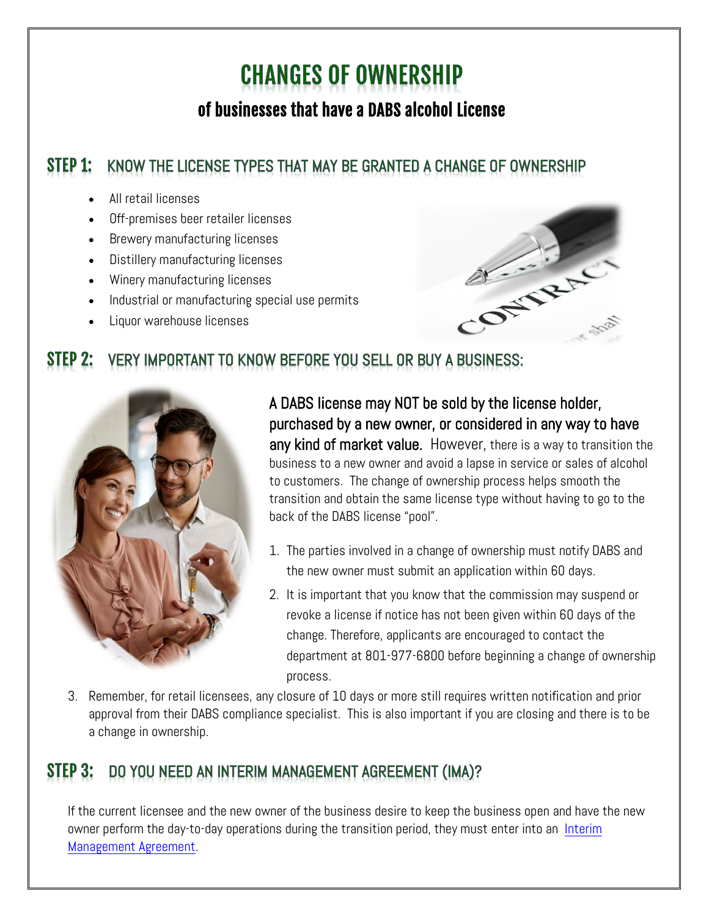# CHANGES OF OWNERSHIP

## of businesses that have a DABS alcohol License

## STEP 1: KNOW THE LICENSE TYPES THAT MAY BE GRANTED A CHANGE OF OWNERSHIP

- All retail licenses
- Off-premises beer retailer licenses
- Brewery manufacturing licenses
- Distillery manufacturing licenses
- Winery manufacturing licenses
- Industrial or manufacturing special use permits
- Liquor warehouse licenses

## STEP 2: VERY IMPORTANT TO KNOW BEFORE YOU SELL OR BUY A BUSINESS:

A DABS license may NOT be sold by the license holder, purchased by a new owner, or considered in any way to have any kind of market value. However, there is a way to transition the business to a new owner and avoid a lapse in service or sales of alcohol to customers. The change of ownership process helps smooth the transition and obtain the same license type without having to go to the back of the DABS license "pool".

1. The parties involved in a change of ownership must notify DABS and the new owner must submit an application within 60 days.
2. It is important that you know that the commission may suspend or revoke a license if notice has not been given within 60 days of the change. Therefore, applicants are encouraged to contact the department at 801-977-6800 before beginning a change of ownership process.
3. Remember, for retail licensees, any closure of 10 days or more still requires written notification and prior approval from their DABS compliance specialist. This is also important if you are closing and there is to be a change in ownership.

## STEP 3: DO YOU NEED AN INTERIM MANAGEMENT AGREEMENT (IMA)?

If the current licensee and the new owner of the business desire to keep the business open and have the new owner perform the day-to-day operations during the transition period, they must enter into an Interim Management Agreement.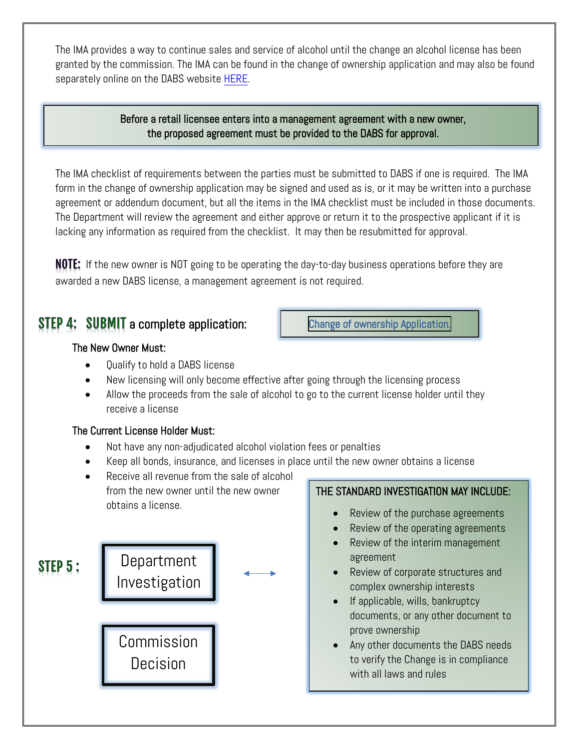The IMA provides a way to continue sales and service of alcohol until the change an alcohol license has been granted by the commission. The IMA can be found in the change of ownership application and may also be found separately online on the DABS website HERE.

> Before a retail licensee enters into a management agreement with a new owner, the proposed agreement must be provided to the DABS for approval.

The IMA checklist of requirements between the parties must be submitted to DABS if one is required. The IMA form in the change of ownership application may be signed and used as is, or it may be written into a purchase agreement or addendum document, but all the items in the IMA checklist must be included in those documents. The Department will review the agreement and either approve or return it to the prospective applicant if it is lacking any information as required from the checklist. It may then be resubmitted for approval.

**NOTE:** If the new owner is NOT going to be operating the day-to-day business operations before they are awarded a new DABS license, a management agreement is not required.

## STEP 4: SUBMIT a complete application:

Change of ownership Application.

**The New Owner Must:**

- Qualify to hold a DABS license
- New licensing will only become effective after going through the licensing process
- Allow the proceeds from the sale of alcohol to go to the current license holder until they receive a license

**The Current License Holder Must:**

- Not have any non-adjudicated alcohol violation fees or penalties
- Keep all bonds, insurance, and licenses in place until the new owner obtains a license
- Receive all revenue from the sale of alcohol from the new owner until the new owner obtains a license.

## STEP 5:

**Department Investigation**

**Commission Decision**

**THE STANDARD INVESTIGATION MAY INCLUDE:**

- Review of the purchase agreements
- Review of the operating agreements
- Review of the interim management agreement
- Review of corporate structures and complex ownership interests
- If applicable, wills, bankruptcy documents, or any other document to prove ownership
- Any other documents the DABS needs to verify the Change is in compliance with all laws and rules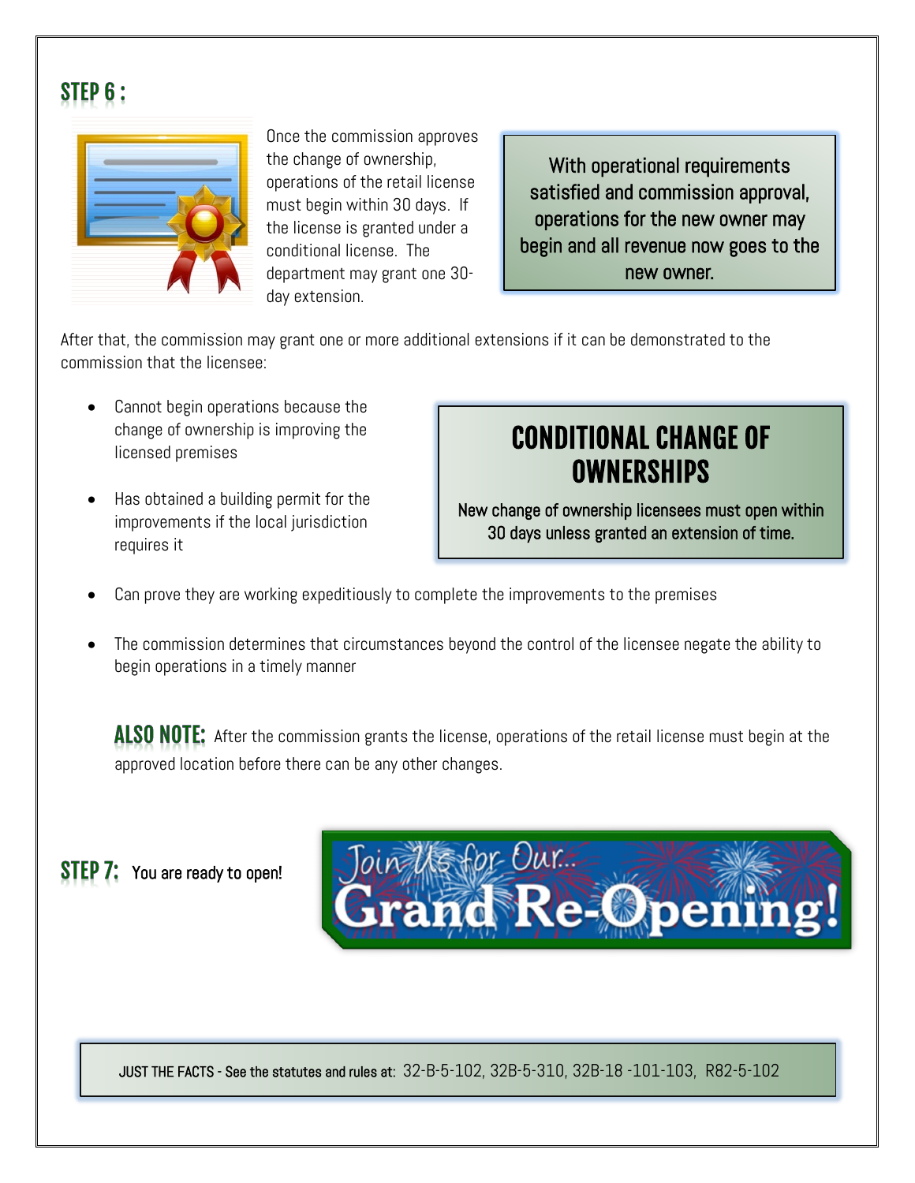## STEP 6 :

Once the commission approves the change of ownership, operations of the retail license must begin within 30 days. If the license is granted under a conditional license. The department may grant one 30-day extension.

> With operational requirements satisfied and commission approval, operations for the new owner may begin and all revenue now goes to the new owner.

After that, the commission may grant one or more additional extensions if it can be demonstrated to the commission that the licensee:

- Cannot begin operations because the change of ownership is improving the licensed premises
- Has obtained a building permit for the improvements if the local jurisdiction requires it
- Can prove they are working expeditiously to complete the improvements to the premises
- The commission determines that circumstances beyond the control of the licensee negate the ability to begin operations in a timely manner

> ### CONDITIONAL CHANGE OF OWNERSHIPS
>
> New change of ownership licensees must open within 30 days unless granted an extension of time.

**ALSO NOTE:** After the commission grants the license, operations of the retail license must begin at the approved location before there can be any other changes.

## STEP 7: You are ready to open!

Join Us for Our... Grand Re-Opening!

JUST THE FACTS - See the statutes and rules at: 32-B-5-102, 32B-5-310, 32B-18 -101-103, R82-5-102